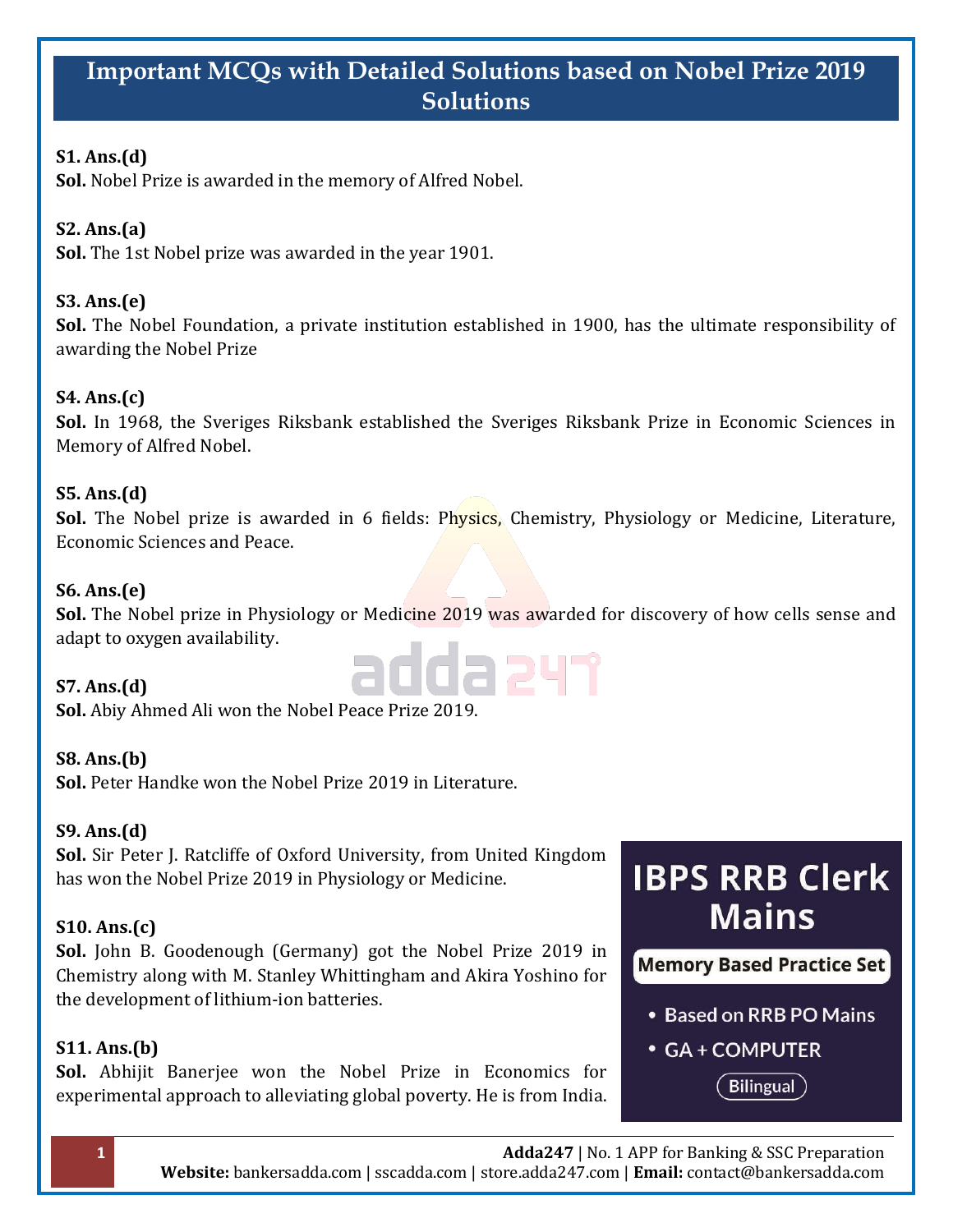# Important MCQs with Detailed Solutions based on Nobel Prize 2019 Solutions

**S1. Ans.(d)**
**Sol.** Nobel Prize is awarded in the memory of Alfred Nobel.

**S2. Ans.(a)**
**Sol.** The 1st Nobel prize was awarded in the year 1901.

**S3. Ans.(e)**
**Sol.** The Nobel Foundation, a private institution established in 1900, has the ultimate responsibility of awarding the Nobel Prize

**S4. Ans.(c)**
**Sol.** In 1968, the Sveriges Riksbank established the Sveriges Riksbank Prize in Economic Sciences in Memory of Alfred Nobel.

**S5. Ans.(d)**
**Sol.** The Nobel prize is awarded in 6 fields: Physics, Chemistry, Physiology or Medicine, Literature, Economic Sciences and Peace.

**S6. Ans.(e)**
**Sol.** The Nobel prize in Physiology or Medicine 2019 was awarded for discovery of how cells sense and adapt to oxygen availability.

**S7. Ans.(d)**
**Sol.** Abiy Ahmed Ali won the Nobel Peace Prize 2019.

**S8. Ans.(b)**
**Sol.** Peter Handke won the Nobel Prize 2019 in Literature.

**S9. Ans.(d)**
**Sol.** Sir Peter J. Ratcliffe of Oxford University, from United Kingdom has won the Nobel Prize 2019 in Physiology or Medicine.

**S10. Ans.(c)**
**Sol.** John B. Goodenough (Germany) got the Nobel Prize 2019 in Chemistry along with M. Stanley Whittingham and Akira Yoshino for the development of lithium-ion batteries.

**S11. Ans.(b)**
**Sol.** Abhijit Banerjee won the Nobel Prize in Economics for experimental approach to alleviating global poverty. He is from India.

IBPS RRB Clerk Mains

Memory Based Practice Set

- Based on RRB PO Mains
- GA + COMPUTER

Bilingual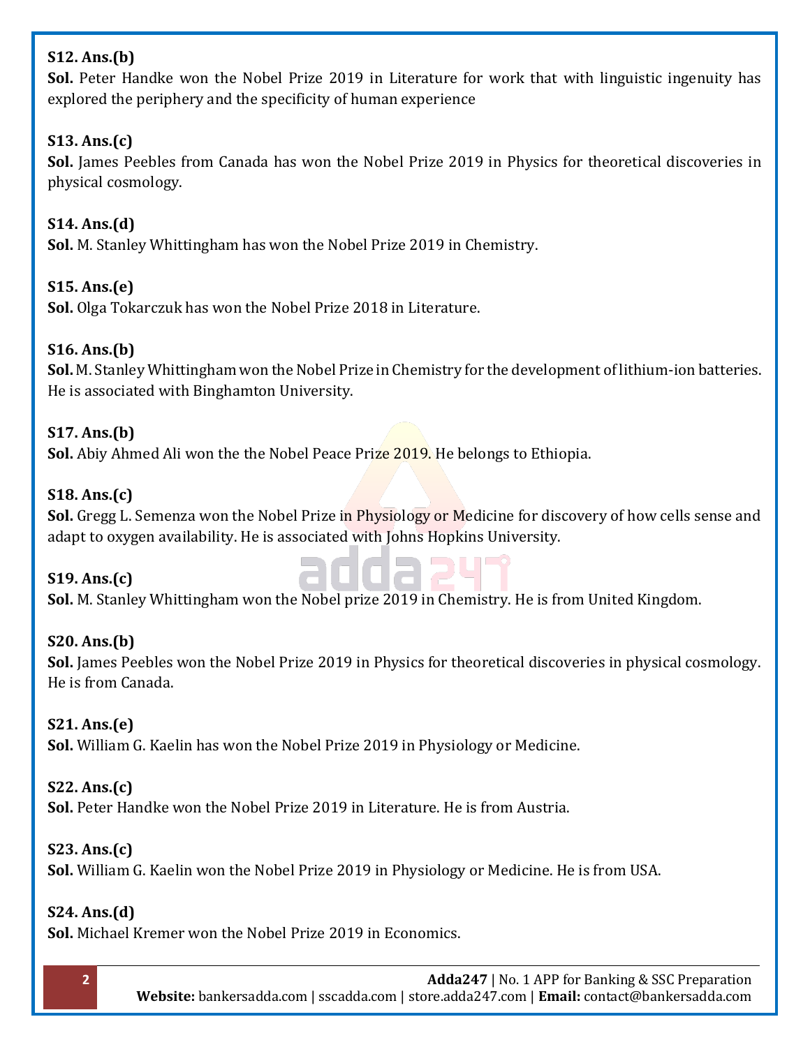**S12. Ans.(b)**
**Sol.** Peter Handke won the Nobel Prize 2019 in Literature for work that with linguistic ingenuity has explored the periphery and the specificity of human experience

**S13. Ans.(c)**
**Sol.** James Peebles from Canada has won the Nobel Prize 2019 in Physics for theoretical discoveries in physical cosmology.

**S14. Ans.(d)**
**Sol.** M. Stanley Whittingham has won the Nobel Prize 2019 in Chemistry.

**S15. Ans.(e)**
**Sol.** Olga Tokarczuk has won the Nobel Prize 2018 in Literature.

**S16. Ans.(b)**
**Sol.** M. Stanley Whittingham won the Nobel Prize in Chemistry for the development of lithium-ion batteries. He is associated with Binghamton University.

**S17. Ans.(b)**
**Sol.** Abiy Ahmed Ali won the the Nobel Peace Prize 2019. He belongs to Ethiopia.

**S18. Ans.(c)**
**Sol.** Gregg L. Semenza won the Nobel Prize in Physiology or Medicine for discovery of how cells sense and adapt to oxygen availability. He is associated with Johns Hopkins University.

**S19. Ans.(c)**
**Sol.** M. Stanley Whittingham won the Nobel prize 2019 in Chemistry. He is from United Kingdom.

**S20. Ans.(b)**
**Sol.** James Peebles won the Nobel Prize 2019 in Physics for theoretical discoveries in physical cosmology. He is from Canada.

**S21. Ans.(e)**
**Sol.** William G. Kaelin has won the Nobel Prize 2019 in Physiology or Medicine.

**S22. Ans.(c)**
**Sol.** Peter Handke won the Nobel Prize 2019 in Literature. He is from Austria.

**S23. Ans.(c)**
**Sol.** William G. Kaelin won the Nobel Prize 2019 in Physiology or Medicine. He is from USA.

**S24. Ans.(d)**
**Sol.** Michael Kremer won the Nobel Prize 2019 in Economics.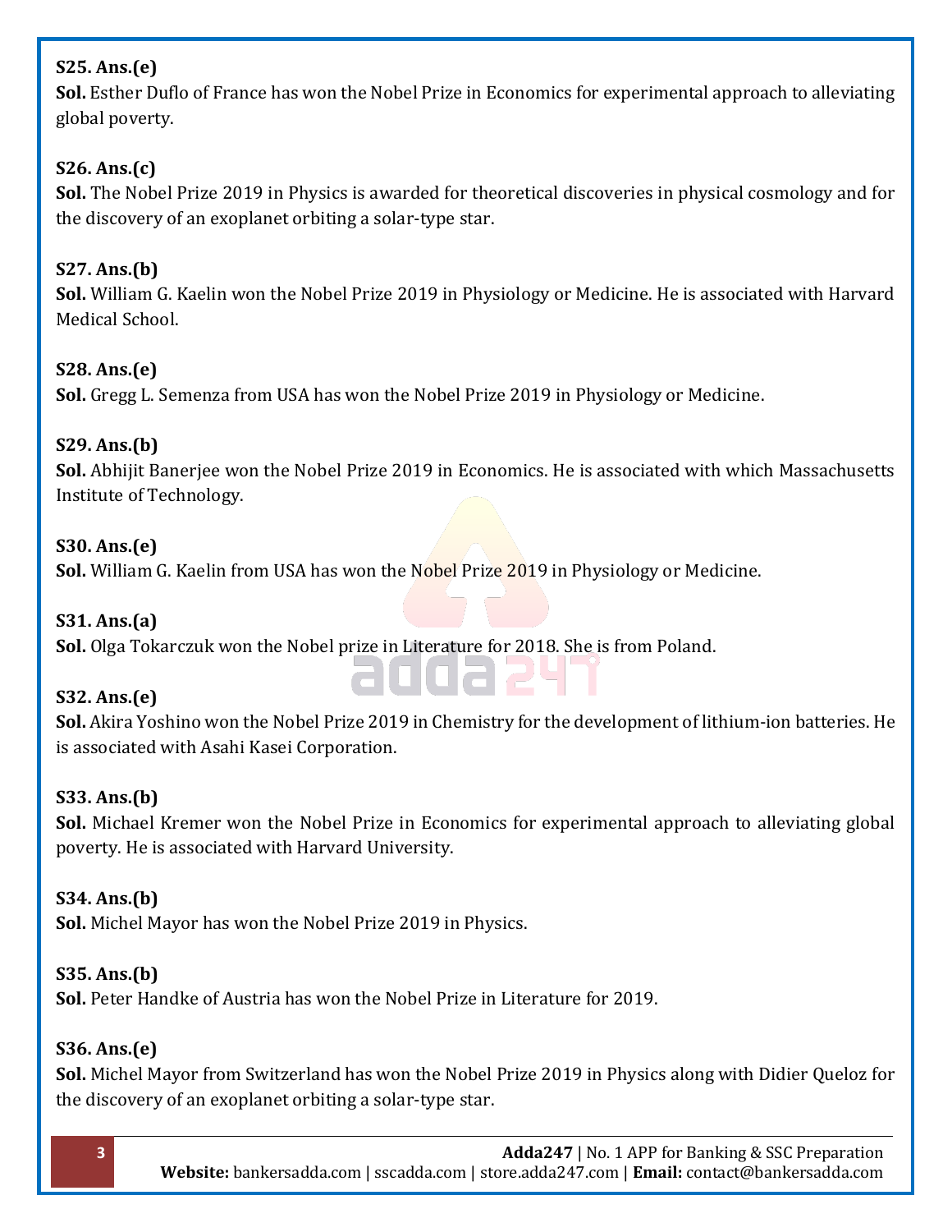**S25. Ans.(e)**
**Sol.** Esther Duflo of France has won the Nobel Prize in Economics for experimental approach to alleviating global poverty.

**S26. Ans.(c)**
**Sol.** The Nobel Prize 2019 in Physics is awarded for theoretical discoveries in physical cosmology and for the discovery of an exoplanet orbiting a solar-type star.

**S27. Ans.(b)**
**Sol.** William G. Kaelin won the Nobel Prize 2019 in Physiology or Medicine. He is associated with Harvard Medical School.

**S28. Ans.(e)**
**Sol.** Gregg L. Semenza from USA has won the Nobel Prize 2019 in Physiology or Medicine.

**S29. Ans.(b)**
**Sol.** Abhijit Banerjee won the Nobel Prize 2019 in Economics. He is associated with which Massachusetts Institute of Technology.

**S30. Ans.(e)**
**Sol.** William G. Kaelin from USA has won the Nobel Prize 2019 in Physiology or Medicine.

**S31. Ans.(a)**
**Sol.** Olga Tokarczuk won the Nobel prize in Literature for 2018. She is from Poland.

**S32. Ans.(e)**
**Sol.** Akira Yoshino won the Nobel Prize 2019 in Chemistry for the development of lithium-ion batteries. He is associated with Asahi Kasei Corporation.

**S33. Ans.(b)**
**Sol.** Michael Kremer won the Nobel Prize in Economics for experimental approach to alleviating global poverty. He is associated with Harvard University.

**S34. Ans.(b)**
**Sol.** Michel Mayor has won the Nobel Prize 2019 in Physics.

**S35. Ans.(b)**
**Sol.** Peter Handke of Austria has won the Nobel Prize in Literature for 2019.

**S36. Ans.(e)**
**Sol.** Michel Mayor from Switzerland has won the Nobel Prize 2019 in Physics along with Didier Queloz for the discovery of an exoplanet orbiting a solar-type star.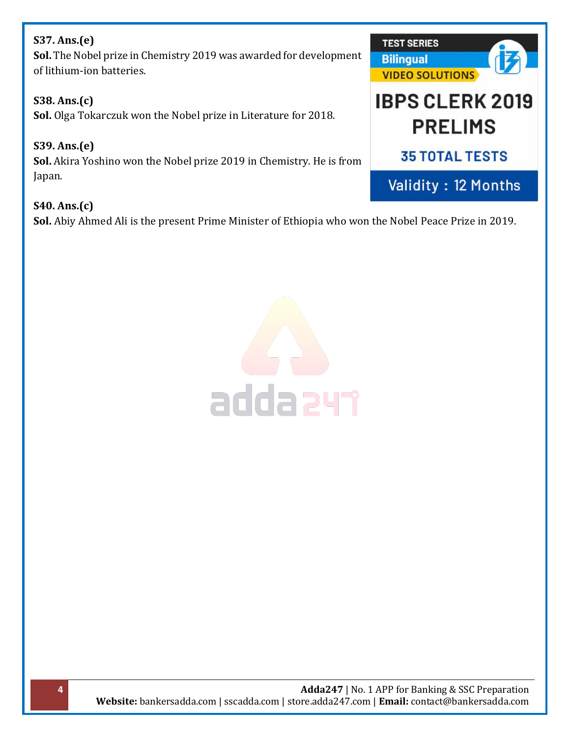**S37. Ans.(e)**
**Sol.** The Nobel prize in Chemistry 2019 was awarded for development of lithium-ion batteries.

**S38. Ans.(c)**
**Sol.** Olga Tokarczuk won the Nobel prize in Literature for 2018.

**S39. Ans.(e)**
**Sol.** Akira Yoshino won the Nobel prize 2019 in Chemistry. He is from Japan.

**S40. Ans.(c)**
**Sol.** Abiy Ahmed Ali is the present Prime Minister of Ethiopia who won the Nobel Peace Prize in 2019.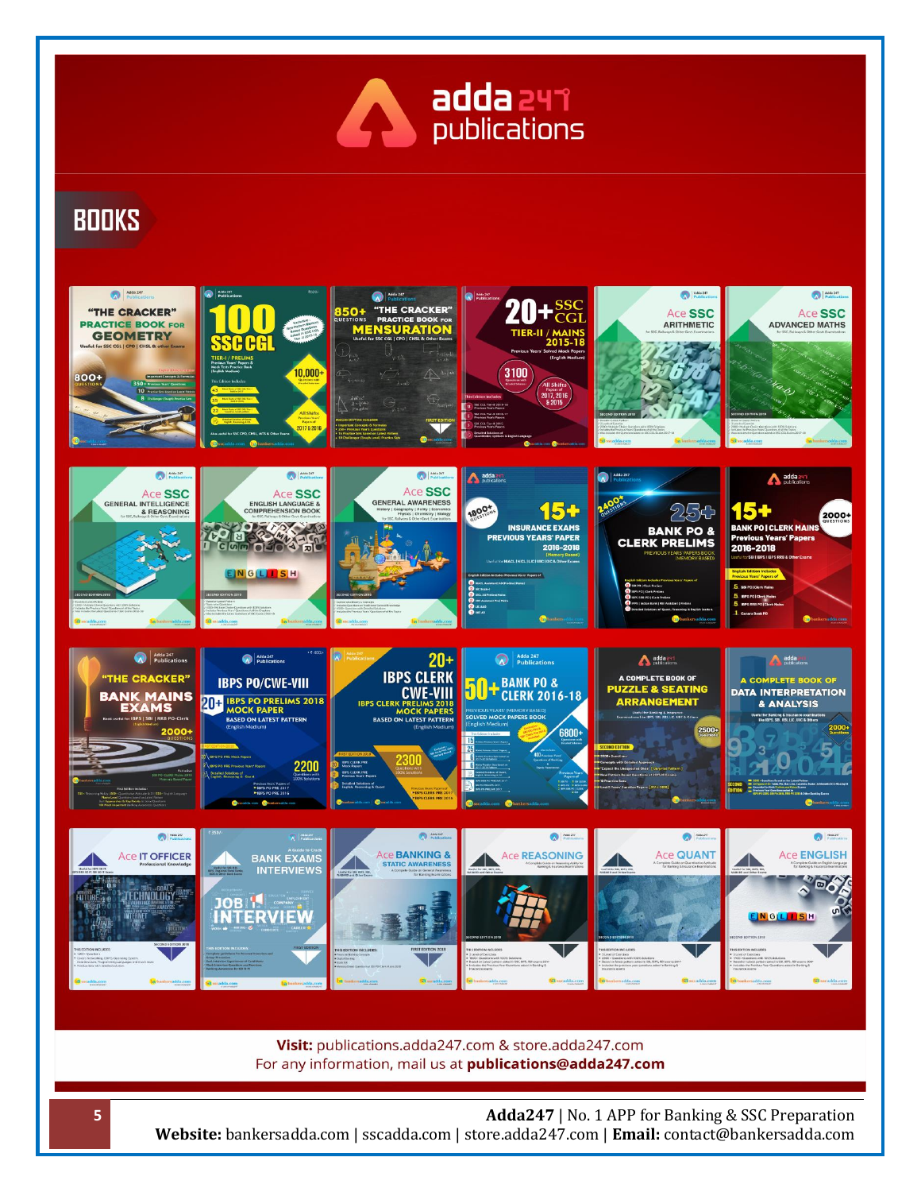# adda247 publications

## BOOKS

**Visit:** publications.adda247.com & store.adda247.com
For any information, mail us at **publications@adda247.com**